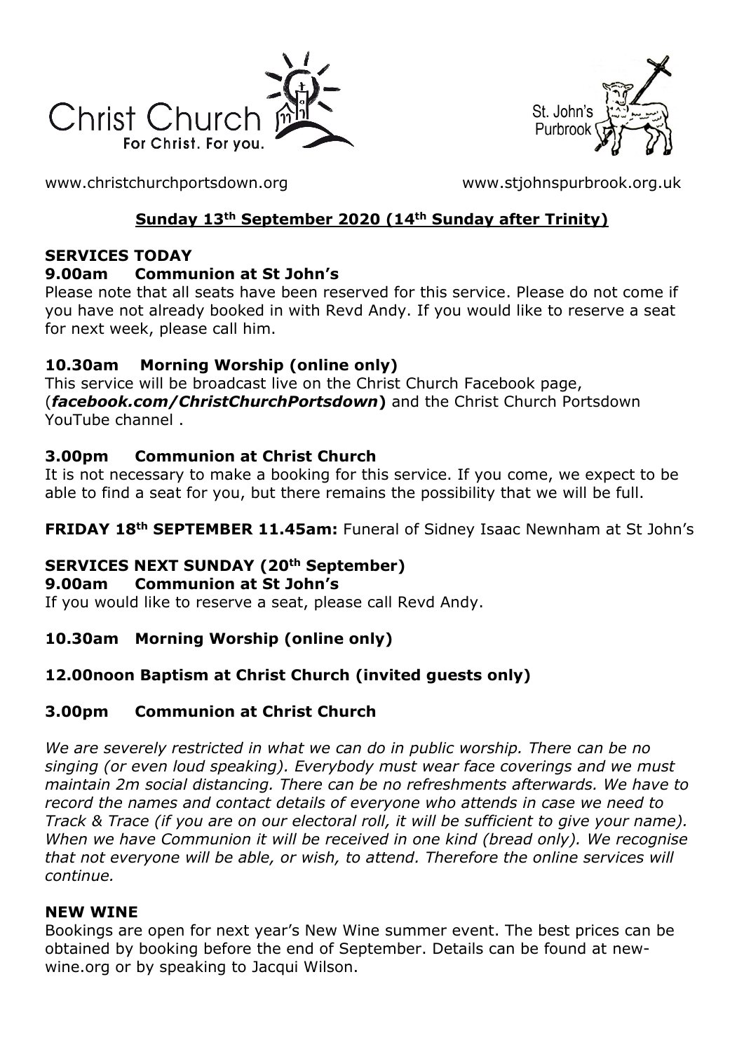Christ Church
For Christ. For you.

St. John's Purbrook

www.christchurchportsdown.org www.stjohnspurbrook.org.uk

## Sunday 13th September 2020 (14th Sunday after Trinity)

### SERVICES TODAY

**9.00am Communion at St John's**

Please note that all seats have been reserved for this service. Please do not come if you have not already booked in with Revd Andy. If you would like to reserve a seat for next week, please call him.

**10.30am Morning Worship (online only)**

This service will be broadcast live on the Christ Church Facebook page, (***facebook.com/ChristChurchPortsdown***) and the Christ Church Portsdown YouTube channel .

**3.00pm Communion at Christ Church**

It is not necessary to make a booking for this service. If you come, we expect to be able to find a seat for you, but there remains the possibility that we will be full.

**FRIDAY 18th SEPTEMBER 11.45am:** Funeral of Sidney Isaac Newnham at St John's

### SERVICES NEXT SUNDAY (20th September)

**9.00am Communion at St John's**

If you would like to reserve a seat, please call Revd Andy.

**10.30am Morning Worship (online only)**

**12.00noon Baptism at Christ Church (invited guests only)**

**3.00pm Communion at Christ Church**

*We are severely restricted in what we can do in public worship. There can be no singing (or even loud speaking). Everybody must wear face coverings and we must maintain 2m social distancing. There can be no refreshments afterwards. We have to record the names and contact details of everyone who attends in case we need to Track & Trace (if you are on our electoral roll, it will be sufficient to give your name). When we have Communion it will be received in one kind (bread only). We recognise that not everyone will be able, or wish, to attend. Therefore the online services will continue.*

### NEW WINE

Bookings are open for next year's New Wine summer event. The best prices can be obtained by booking before the end of September. Details can be found at new-wine.org or by speaking to Jacqui Wilson.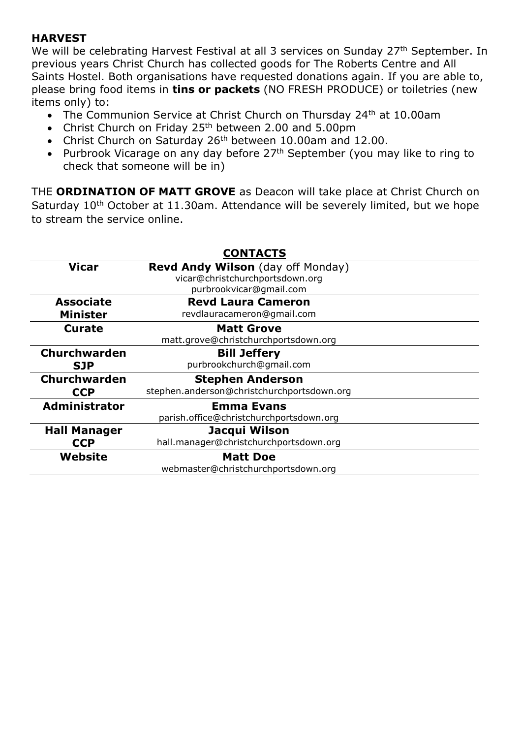**HARVEST**
We will be celebrating Harvest Festival at all 3 services on Sunday 27th September. In previous years Christ Church has collected goods for The Roberts Centre and All Saints Hostel. Both organisations have requested donations again. If you are able to, please bring food items in **tins or packets** (NO FRESH PRODUCE) or toiletries (new items only) to:

- The Communion Service at Christ Church on Thursday 24th at 10.00am
- Christ Church on Friday 25th between 2.00 and 5.00pm
- Christ Church on Saturday 26th between 10.00am and 12.00.
- Purbrook Vicarage on any day before 27th September (you may like to ring to check that someone will be in)

THE **ORDINATION OF MATT GROVE** as Deacon will take place at Christ Church on Saturday 10th October at 11.30am. Attendance will be severely limited, but we hope to stream the service online.

## CONTACTS

| | |
|---|---|
| **Vicar** | **Revd Andy Wilson** (day off Monday)<br>vicar@christchurchportsdown.org<br>purbrookvicar@gmail.com |
| **Associate Minister** | **Revd Laura Cameron**<br>revdlauracameron@gmail.com |
| **Curate** | **Matt Grove**<br>matt.grove@christchurchportsdown.org |
| **Churchwarden SJP** | **Bill Jeffery**<br>purbrookchurch@gmail.com |
| **Churchwarden CCP** | **Stephen Anderson**<br>stephen.anderson@christchurchportsdown.org |
| **Administrator** | **Emma Evans**<br>parish.office@christchurchportsdown.org |
| **Hall Manager CCP** | **Jacqui Wilson**<br>hall.manager@christchurchportsdown.org |
| **Website** | **Matt Doe**<br>webmaster@christchurchportsdown.org |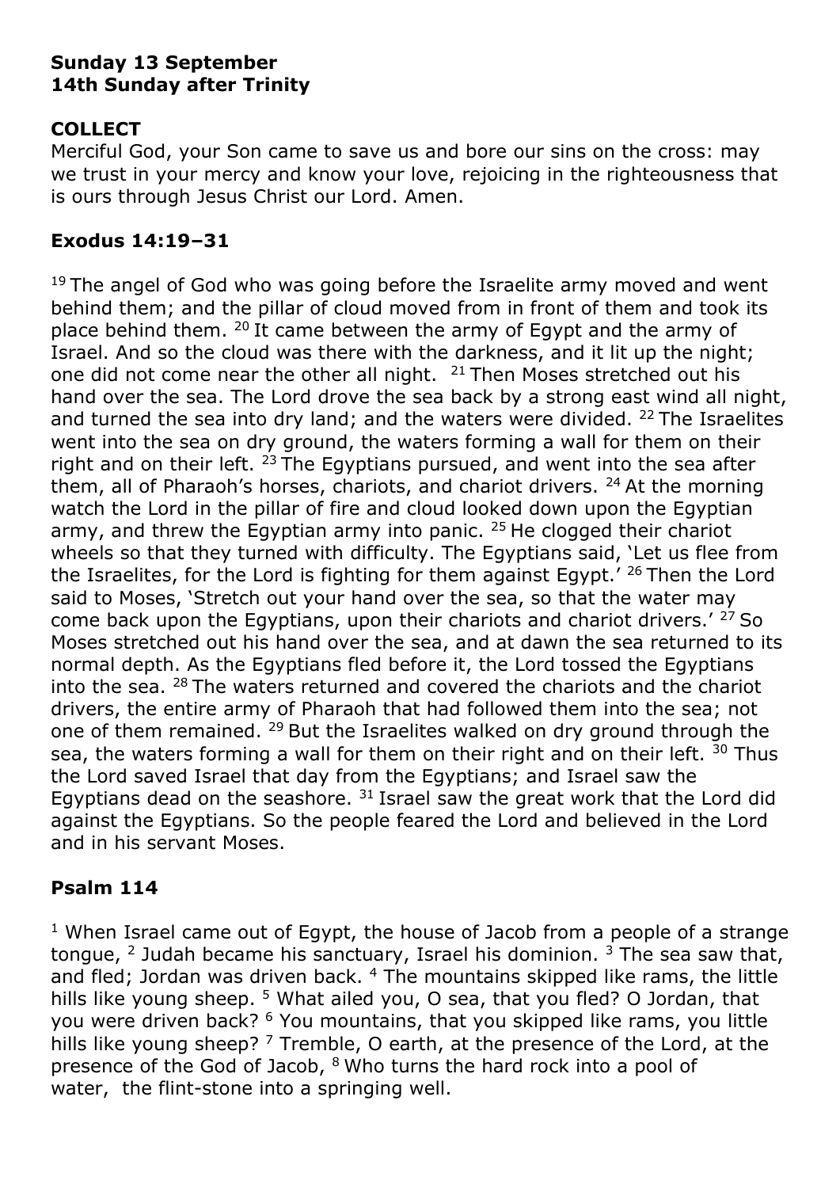**Sunday 13 September**
**14th Sunday after Trinity**

**COLLECT**

Merciful God, your Son came to save us and bore our sins on the cross: may we trust in your mercy and know your love, rejoicing in the righteousness that is ours through Jesus Christ our Lord. Amen.

**Exodus 14:19–31**

[19] The angel of God who was going before the Israelite army moved and went behind them; and the pillar of cloud moved from in front of them and took its place behind them. [20] It came between the army of Egypt and the army of Israel. And so the cloud was there with the darkness, and it lit up the night; one did not come near the other all night. [21] Then Moses stretched out his hand over the sea. The Lord drove the sea back by a strong east wind all night, and turned the sea into dry land; and the waters were divided. [22] The Israelites went into the sea on dry ground, the waters forming a wall for them on their right and on their left. [23] The Egyptians pursued, and went into the sea after them, all of Pharaoh's horses, chariots, and chariot drivers. [24] At the morning watch the Lord in the pillar of fire and cloud looked down upon the Egyptian army, and threw the Egyptian army into panic. [25] He clogged their chariot wheels so that they turned with difficulty. The Egyptians said, 'Let us flee from the Israelites, for the Lord is fighting for them against Egypt.' [26] Then the Lord said to Moses, 'Stretch out your hand over the sea, so that the water may come back upon the Egyptians, upon their chariots and chariot drivers.' [27] So Moses stretched out his hand over the sea, and at dawn the sea returned to its normal depth. As the Egyptians fled before it, the Lord tossed the Egyptians into the sea. [28] The waters returned and covered the chariots and the chariot drivers, the entire army of Pharaoh that had followed them into the sea; not one of them remained. [29] But the Israelites walked on dry ground through the sea, the waters forming a wall for them on their right and on their left. [30] Thus the Lord saved Israel that day from the Egyptians; and Israel saw the Egyptians dead on the seashore. [31] Israel saw the great work that the Lord did against the Egyptians. So the people feared the Lord and believed in the Lord and in his servant Moses.

**Psalm 114**

[1] When Israel came out of Egypt, the house of Jacob from a people of a strange tongue, [2] Judah became his sanctuary, Israel his dominion. [3] The sea saw that, and fled; Jordan was driven back. [4] The mountains skipped like rams, the little hills like young sheep. [5] What ailed you, O sea, that you fled? O Jordan, that you were driven back? [6] You mountains, that you skipped like rams, you little hills like young sheep? [7] Tremble, O earth, at the presence of the Lord, at the presence of the God of Jacob, [8] Who turns the hard rock into a pool of water, the flint-stone into a springing well.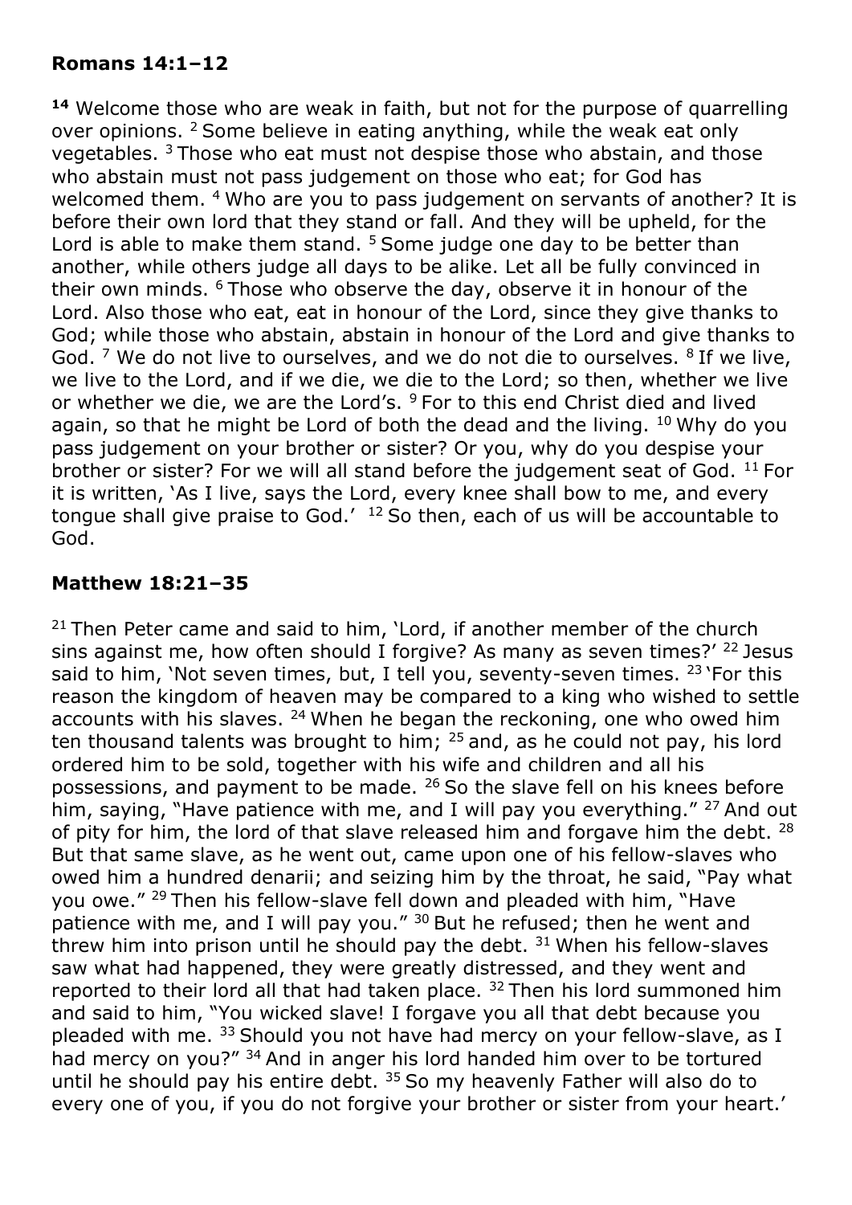## Romans 14:1–12

**14** Welcome those who are weak in faith, but not for the purpose of quarrelling over opinions. [2] Some believe in eating anything, while the weak eat only vegetables. [3] Those who eat must not despise those who abstain, and those who abstain must not pass judgement on those who eat; for God has welcomed them. [4] Who are you to pass judgement on servants of another? It is before their own lord that they stand or fall. And they will be upheld, for the Lord is able to make them stand. [5] Some judge one day to be better than another, while others judge all days to be alike. Let all be fully convinced in their own minds. [6] Those who observe the day, observe it in honour of the Lord. Also those who eat, eat in honour of the Lord, since they give thanks to God; while those who abstain, abstain in honour of the Lord and give thanks to God. [7] We do not live to ourselves, and we do not die to ourselves. [8] If we live, we live to the Lord, and if we die, we die to the Lord; so then, whether we live or whether we die, we are the Lord's. [9] For to this end Christ died and lived again, so that he might be Lord of both the dead and the living. [10] Why do you pass judgement on your brother or sister? Or you, why do you despise your brother or sister? For we will all stand before the judgement seat of God. [11] For it is written, 'As I live, says the Lord, every knee shall bow to me, and every tongue shall give praise to God.' [12] So then, each of us will be accountable to God.

## Matthew 18:21–35

[21] Then Peter came and said to him, 'Lord, if another member of the church sins against me, how often should I forgive? As many as seven times?' [22] Jesus said to him, 'Not seven times, but, I tell you, seventy-seven times. [23] 'For this reason the kingdom of heaven may be compared to a king who wished to settle accounts with his slaves. [24] When he began the reckoning, one who owed him ten thousand talents was brought to him; [25] and, as he could not pay, his lord ordered him to be sold, together with his wife and children and all his possessions, and payment to be made. [26] So the slave fell on his knees before him, saying, "Have patience with me, and I will pay you everything." [27] And out of pity for him, the lord of that slave released him and forgave him the debt. [28] But that same slave, as he went out, came upon one of his fellow-slaves who owed him a hundred denarii; and seizing him by the throat, he said, "Pay what you owe." [29] Then his fellow-slave fell down and pleaded with him, "Have patience with me, and I will pay you." [30] But he refused; then he went and threw him into prison until he should pay the debt. [31] When his fellow-slaves saw what had happened, they were greatly distressed, and they went and reported to their lord all that had taken place. [32] Then his lord summoned him and said to him, "You wicked slave! I forgave you all that debt because you pleaded with me. [33] Should you not have had mercy on your fellow-slave, as I had mercy on you?" [34] And in anger his lord handed him over to be tortured until he should pay his entire debt. [35] So my heavenly Father will also do to every one of you, if you do not forgive your brother or sister from your heart.'